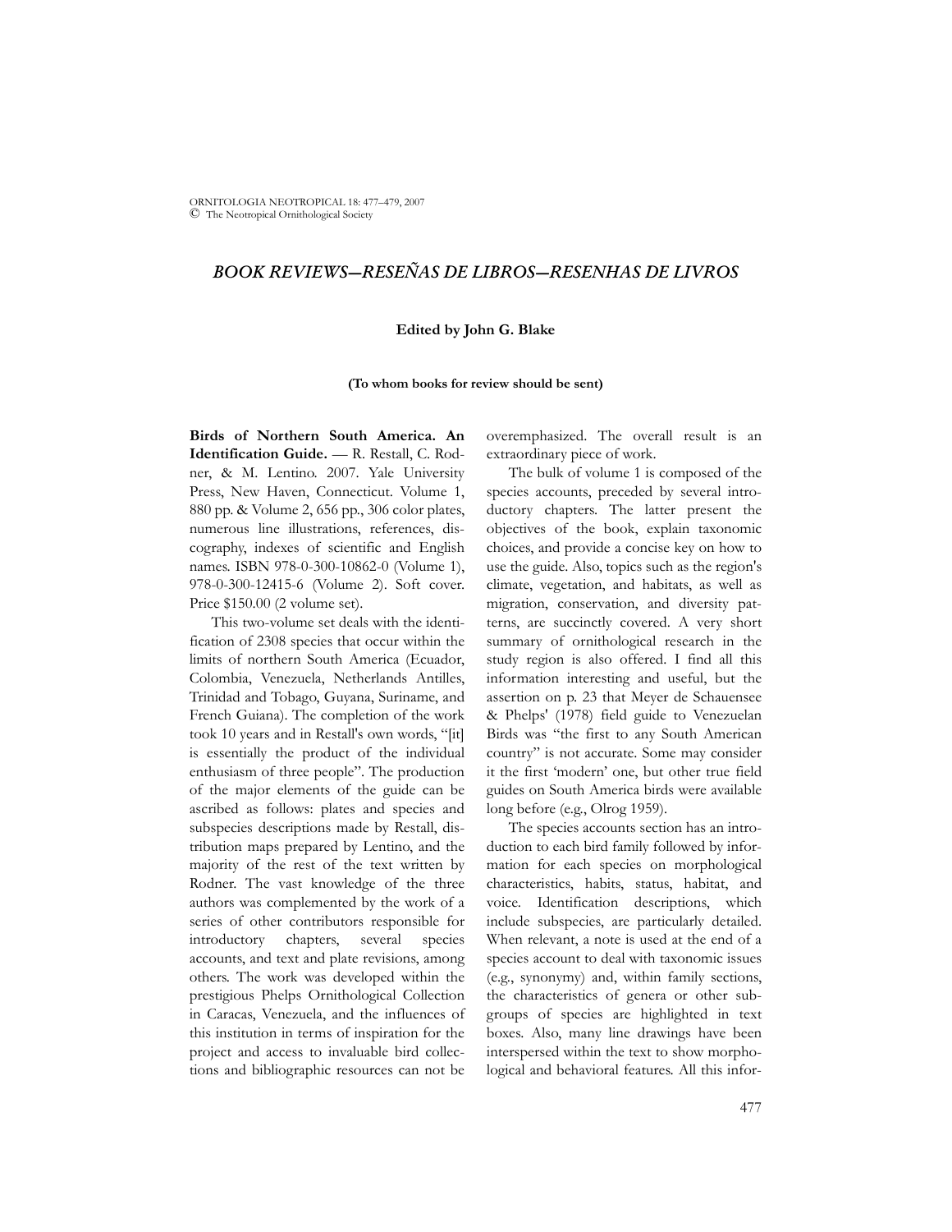# BOOK REVIEWS—RESEÑAS DE LIBROS—RESENHAS DE LIVROS

**Edited by John G. Blake**

**(To whom books for review should be sent)**

**Birds of Northern South America. An Identification Guide.** — R. Restall, C. Rodner, & M. Lentino. 2007. Yale University Press, New Haven, Connecticut. Volume 1, 880 pp. & Volume 2, 656 pp., 306 color plates, numerous line illustrations, references, discography, indexes of scientific and English names. ISBN 978-0-300-10862-0 (Volume 1), 978-0-300-12415-6 (Volume 2). Soft cover. Price $150.00 (2 volume set).

This two-volume set deals with the identification of 2308 species that occur within the limits of northern South America (Ecuador, Colombia, Venezuela, Netherlands Antilles, Trinidad and Tobago, Guyana, Suriname, and French Guiana). The completion of the work took 10 years and in Restall's own words, "[it] is essentially the product of the individual enthusiasm of three people". The production of the major elements of the guide can be ascribed as follows: plates and species and subspecies descriptions made by Restall, distribution maps prepared by Lentino, and the majority of the rest of the text written by Rodner. The vast knowledge of the three authors was complemented by the work of a series of other contributors responsible for introductory chapters, several species accounts, and text and plate revisions, among others. The work was developed within the prestigious Phelps Ornithological Collection in Caracas, Venezuela, and the influences of this institution in terms of inspiration for the project and access to invaluable bird collections and bibliographic resources can not be overemphasized. The overall result is an extraordinary piece of work.

The bulk of volume 1 is composed of the species accounts, preceded by several introductory chapters. The latter present the objectives of the book, explain taxonomic choices, and provide a concise key on how to use the guide. Also, topics such as the region's climate, vegetation, and habitats, as well as migration, conservation, and diversity patterns, are succinctly covered. A very short summary of ornithological research in the study region is also offered. I find all this information interesting and useful, but the assertion on p. 23 that Meyer de Schauensee & Phelps' (1978) field guide to Venezuelan Birds was "the first to any South American country" is not accurate. Some may consider it the first 'modern' one, but other true field guides on South America birds were available long before (e.g., Olrog 1959).

The species accounts section has an introduction to each bird family followed by information for each species on morphological characteristics, habits, status, habitat, and voice. Identification descriptions, which include subspecies, are particularly detailed. When relevant, a note is used at the end of a species account to deal with taxonomic issues (e.g., synonymy) and, within family sections, the characteristics of genera or other subgroups of species are highlighted in text boxes. Also, many line drawings have been interspersed within the text to show morphological and behavioral features. All this infor-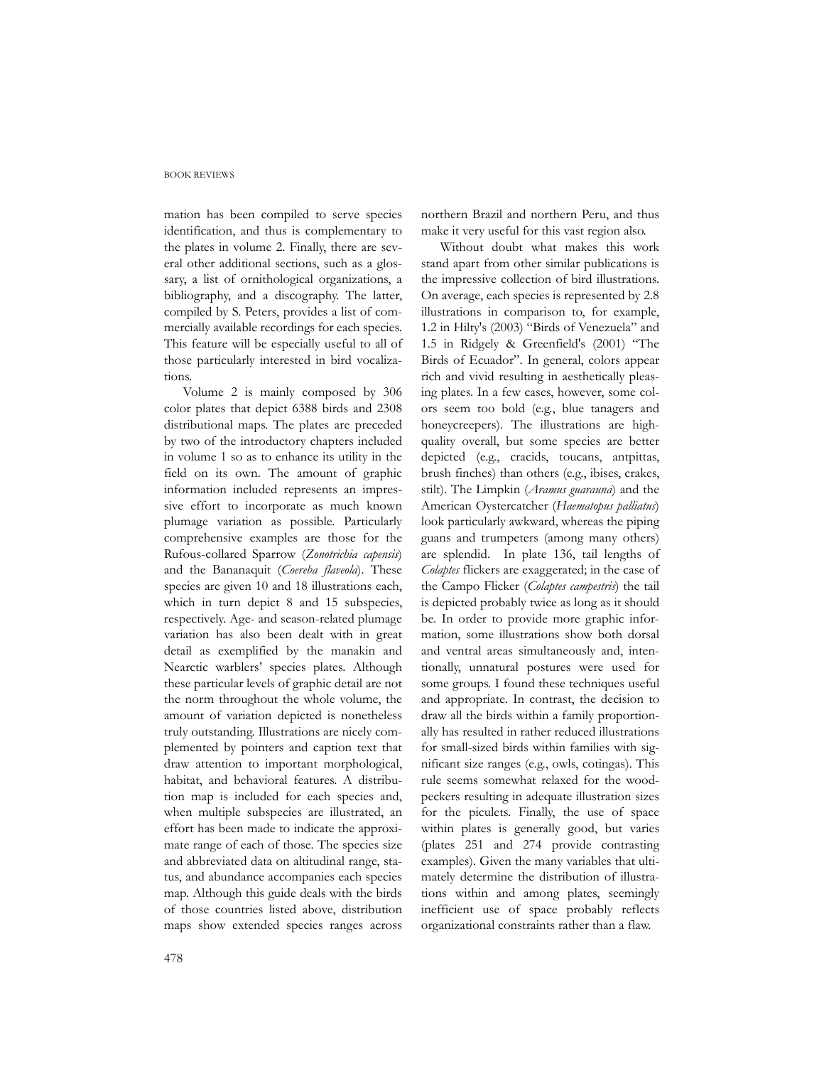mation has been compiled to serve species identification, and thus is complementary to the plates in volume 2. Finally, there are several other additional sections, such as a glossary, a list of ornithological organizations, a bibliography, and a discography. The latter, compiled by S. Peters, provides a list of commercially available recordings for each species. This feature will be especially useful to all of those particularly interested in bird vocalizations.

Volume 2 is mainly composed by 306 color plates that depict 6388 birds and 2308 distributional maps. The plates are preceded by two of the introductory chapters included in volume 1 so as to enhance its utility in the field on its own. The amount of graphic information included represents an impressive effort to incorporate as much known plumage variation as possible. Particularly comprehensive examples are those for the Rufous-collared Sparrow (*Zonotrichia capensis*) and the Bananaquit (*Coereba flaveola*). These species are given 10 and 18 illustrations each, which in turn depict 8 and 15 subspecies, respectively. Age- and season-related plumage variation has also been dealt with in great detail as exemplified by the manakin and Nearctic warblers' species plates. Although these particular levels of graphic detail are not the norm throughout the whole volume, the amount of variation depicted is nonetheless truly outstanding. Illustrations are nicely complemented by pointers and caption text that draw attention to important morphological, habitat, and behavioral features. A distribution map is included for each species and, when multiple subspecies are illustrated, an effort has been made to indicate the approximate range of each of those. The species size and abbreviated data on altitudinal range, status, and abundance accompanies each species map. Although this guide deals with the birds of those countries listed above, distribution maps show extended species ranges across northern Brazil and northern Peru, and thus make it very useful for this vast region also.

Without doubt what makes this work stand apart from other similar publications is the impressive collection of bird illustrations. On average, each species is represented by 2.8 illustrations in comparison to, for example, 1.2 in Hilty's (2003) "Birds of Venezuela" and 1.5 in Ridgely & Greenfield's (2001) "The Birds of Ecuador". In general, colors appear rich and vivid resulting in aesthetically pleasing plates. In a few cases, however, some colors seem too bold (e.g., blue tanagers and honeycreepers). The illustrations are high-quality overall, but some species are better depicted (e.g., cracids, toucans, antpittas, brush finches) than others (e.g., ibises, crakes, stilt). The Limpkin (*Aramus guarauna*) and the American Oystercatcher (*Haematopus palliatus*) look particularly awkward, whereas the piping guans and trumpeters (among many others) are splendid. In plate 136, tail lengths of *Colaptes* flickers are exaggerated; in the case of the Campo Flicker (*Colaptes campestris*) the tail is depicted probably twice as long as it should be. In order to provide more graphic information, some illustrations show both dorsal and ventral areas simultaneously and, intentionally, unnatural postures were used for some groups. I found these techniques useful and appropriate. In contrast, the decision to draw all the birds within a family proportionally has resulted in rather reduced illustrations for small-sized birds within families with significant size ranges (e.g., owls, cotingas). This rule seems somewhat relaxed for the woodpeckers resulting in adequate illustration sizes for the piculets. Finally, the use of space within plates is generally good, but varies (plates 251 and 274 provide contrasting examples). Given the many variables that ultimately determine the distribution of illustrations within and among plates, seemingly inefficient use of space probably reflects organizational constraints rather than a flaw.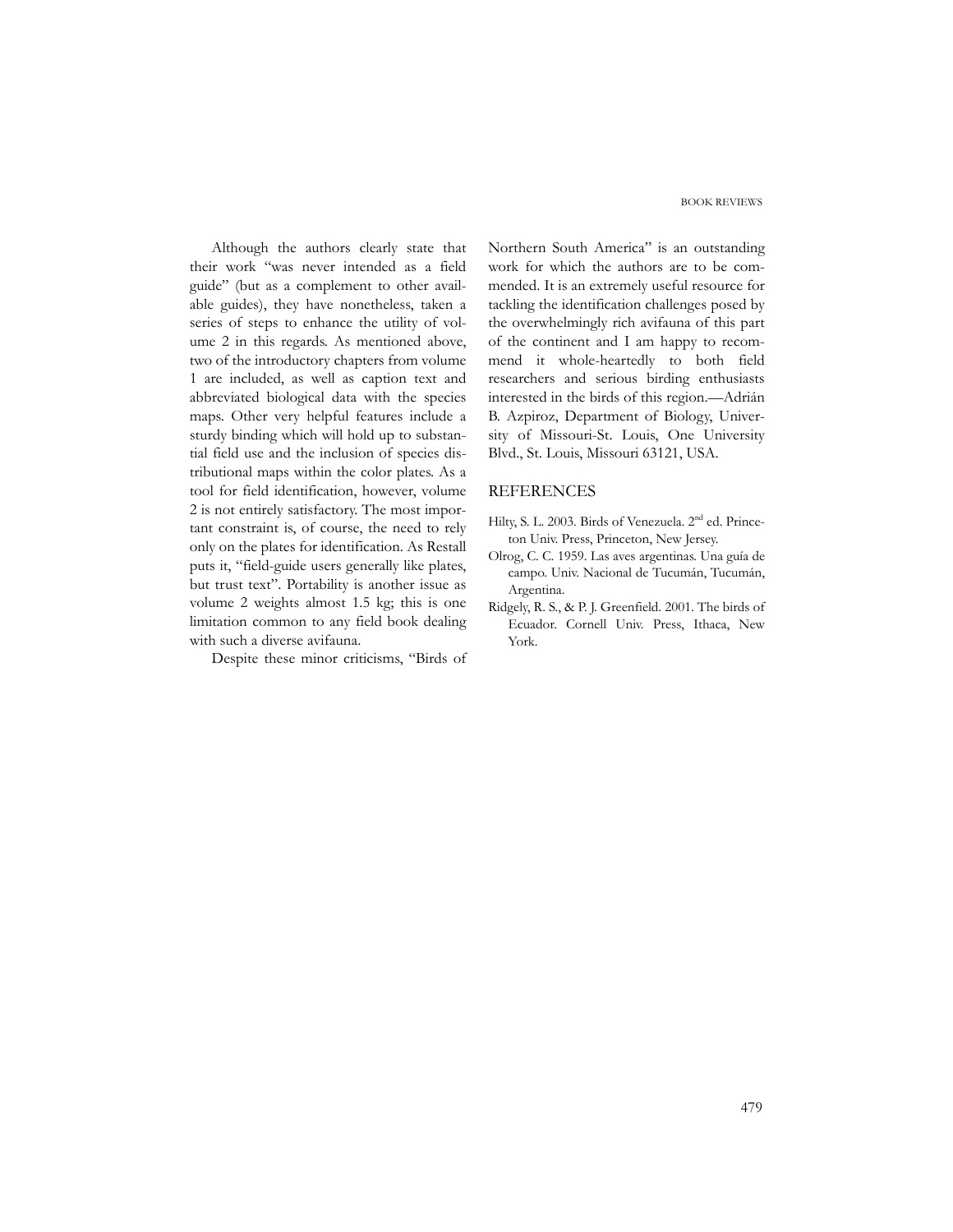Although the authors clearly state that their work "was never intended as a field guide" (but as a complement to other available guides), they have nonetheless, taken a series of steps to enhance the utility of volume 2 in this regards. As mentioned above, two of the introductory chapters from volume 1 are included, as well as caption text and abbreviated biological data with the species maps. Other very helpful features include a sturdy binding which will hold up to substantial field use and the inclusion of species distributional maps within the color plates. As a tool for field identification, however, volume 2 is not entirely satisfactory. The most important constraint is, of course, the need to rely only on the plates for identification. As Restall puts it, "field-guide users generally like plates, but trust text". Portability is another issue as volume 2 weights almost 1.5 kg; this is one limitation common to any field book dealing with such a diverse avifauna.

Despite these minor criticisms, "Birds of Northern South America" is an outstanding work for which the authors are to be commended. It is an extremely useful resource for tackling the identification challenges posed by the overwhelmingly rich avifauna of this part of the continent and I am happy to recommend it whole-heartedly to both field researchers and serious birding enthusiasts interested in the birds of this region.—Adrián B. Azpiroz, Department of Biology, University of Missouri-St. Louis, One University Blvd., St. Louis, Missouri 63121, USA.

## REFERENCES

Hilty, S. L. 2003. Birds of Venezuela. 2nd ed. Princeton Univ. Press, Princeton, New Jersey.

Olrog, C. C. 1959. Las aves argentinas. Una guía de campo. Univ. Nacional de Tucumán, Tucumán, Argentina.

Ridgely, R. S., & P. J. Greenfield. 2001. The birds of Ecuador. Cornell Univ. Press, Ithaca, New York.